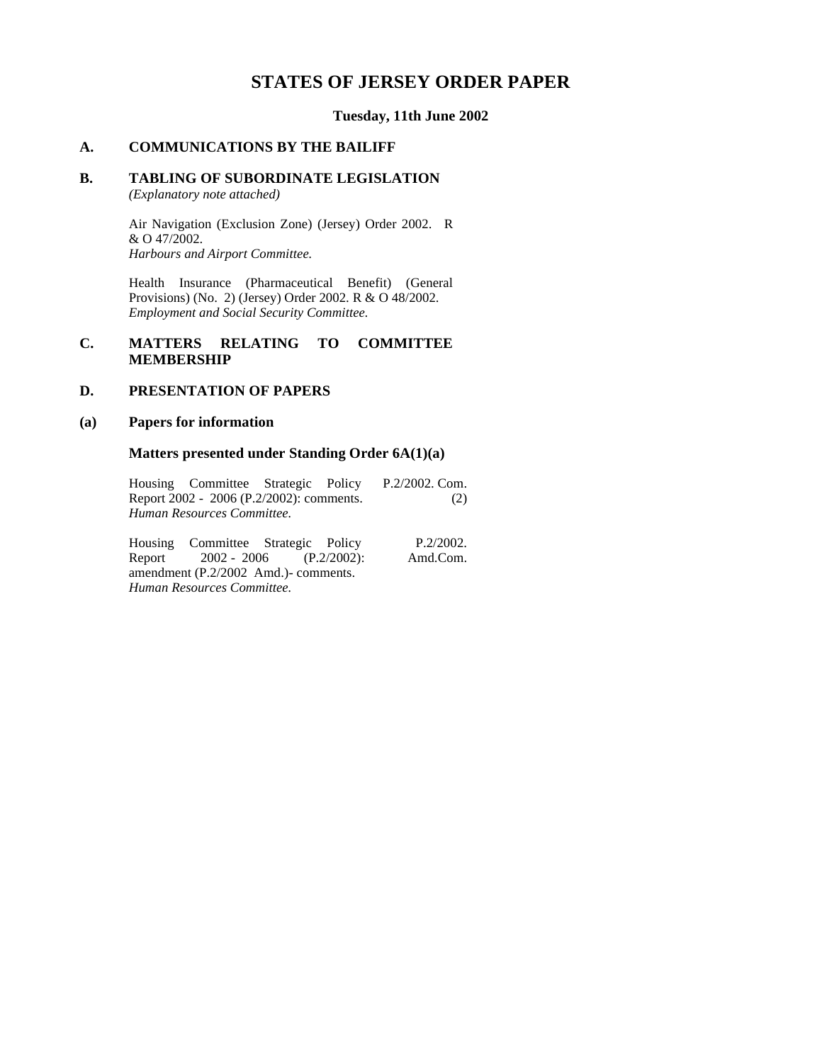# STATES OF JERSEY ORDER PAPER

**Tuesday, 11th June 2002**

## A. COMMUNICATIONS BY THE BAILIFF

## B. TABLING OF SUBORDINATE LEGISLATION

*(Explanatory note attached)*

Air Navigation (Exclusion Zone) (Jersey) Order 2002. R & O 47/2002.
*Harbours and Airport Committee.*

Health Insurance (Pharmaceutical Benefit) (General Provisions) (No. 2) (Jersey) Order 2002. R & O 48/2002.
*Employment and Social Security Committee.*

## C. MATTERS RELATING TO COMMITTEE MEMBERSHIP

## D. PRESENTATION OF PAPERS

### (a) Papers for information

### Matters presented under Standing Order 6A(1)(a)

Housing Committee Strategic Policy Report 2002 - 2006 (P.2/2002): comments.
*Human Resources Committee.*
P.2/2002. Com. (2)

Housing Committee Strategic Policy Report 2002 - 2006 (P.2/2002): amendment (P.2/2002 Amd.)- comments.
*Human Resources Committee.*
P.2/2002. Amd.Com.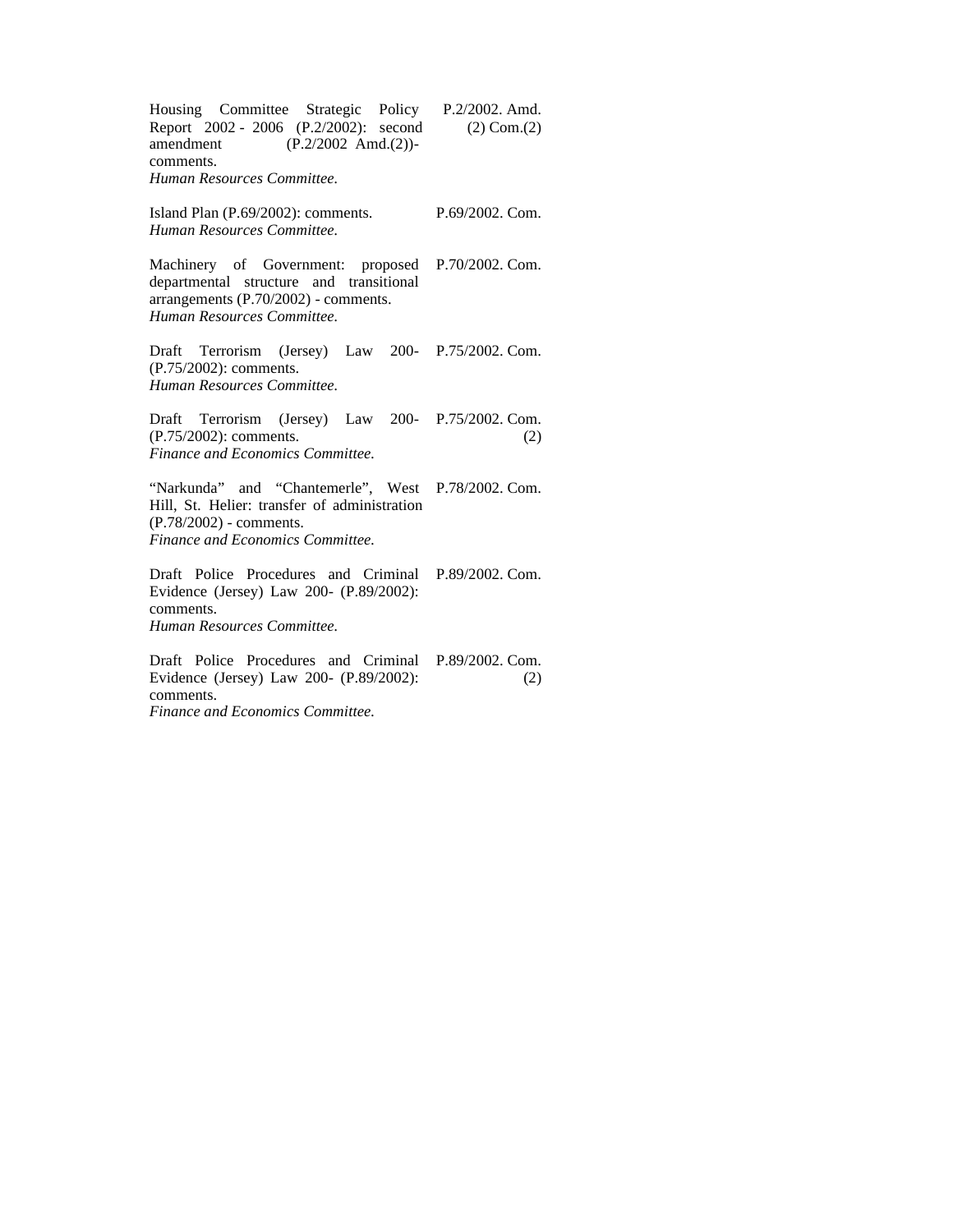| | |
|---|---|
| Housing Committee Strategic Policy Report 2002 - 2006 (P.2/2002): second amendment (P.2/2002 Amd.(2))- comments.<br>*Human Resources Committee.* | P.2/2002. Amd. (2) Com.(2) |
| Island Plan (P.69/2002): comments.<br>*Human Resources Committee.* | P.69/2002. Com. |
| Machinery of Government: proposed departmental structure and transitional arrangements (P.70/2002) - comments.<br>*Human Resources Committee.* | P.70/2002. Com. |
| Draft Terrorism (Jersey) Law 200- (P.75/2002): comments.<br>*Human Resources Committee.* | P.75/2002. Com. |
| Draft Terrorism (Jersey) Law 200- (P.75/2002): comments.<br>*Finance and Economics Committee.* | P.75/2002. Com. (2) |
| "Narkunda" and "Chantemerle", West Hill, St. Helier: transfer of administration (P.78/2002) - comments.<br>*Finance and Economics Committee.* | P.78/2002. Com. |
| Draft Police Procedures and Criminal Evidence (Jersey) Law 200- (P.89/2002): comments.<br>*Human Resources Committee.* | P.89/2002. Com. |
| Draft Police Procedures and Criminal Evidence (Jersey) Law 200- (P.89/2002): comments.<br>*Finance and Economics Committee.* | P.89/2002. Com. (2) |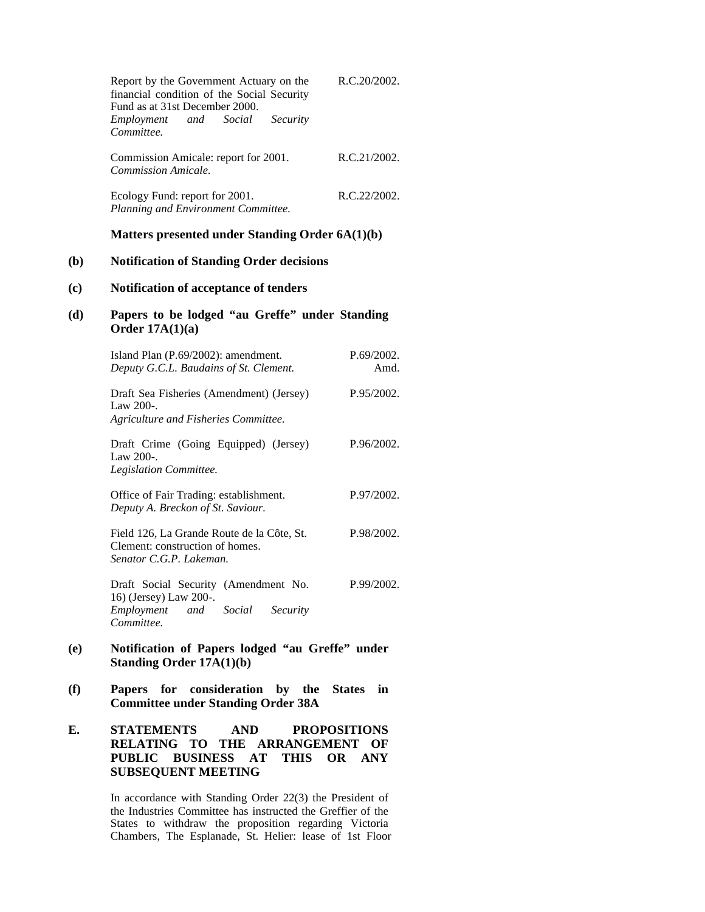| | |
|---|---|
| Report by the Government Actuary on the financial condition of the Social Security Fund as at 31st December 2000.<br>*Employment and Social Security Committee.* | R.C.20/2002. |
| Commission Amicale: report for 2001.<br>*Commission Amicale.* | R.C.21/2002. |
| Ecology Fund: report for 2001.<br>*Planning and Environment Committee.* | R.C.22/2002. |

**Matters presented under Standing Order 6A(1)(b)**

**(b) Notification of Standing Order decisions**

**(c) Notification of acceptance of tenders**

**(d) Papers to be lodged "au Greffe" under Standing Order 17A(1)(a)**

| | |
|---|---|
| Island Plan (P.69/2002): amendment.<br>*Deputy G.C.L. Baudains of St. Clement.* | P.69/2002. Amd. |
| Draft Sea Fisheries (Amendment) (Jersey) Law 200-.<br>*Agriculture and Fisheries Committee.* | P.95/2002. |
| Draft Crime (Going Equipped) (Jersey) Law 200-.<br>*Legislation Committee.* | P.96/2002. |
| Office of Fair Trading: establishment.<br>*Deputy A. Breckon of St. Saviour.* | P.97/2002. |
| Field 126, La Grande Route de la Côte, St. Clement: construction of homes.<br>*Senator C.G.P. Lakeman.* | P.98/2002. |
| Draft Social Security (Amendment No. 16) (Jersey) Law 200-.<br>*Employment and Social Security Committee.* | P.99/2002. |

**(e) Notification of Papers lodged "au Greffe" under Standing Order 17A(1)(b)**

**(f) Papers for consideration by the States in Committee under Standing Order 38A**

**E. STATEMENTS AND PROPOSITIONS RELATING TO THE ARRANGEMENT OF PUBLIC BUSINESS AT THIS OR ANY SUBSEQUENT MEETING**

In accordance with Standing Order 22(3) the President of the Industries Committee has instructed the Greffier of the States to withdraw the proposition regarding Victoria Chambers, The Esplanade, St. Helier: lease of 1st Floor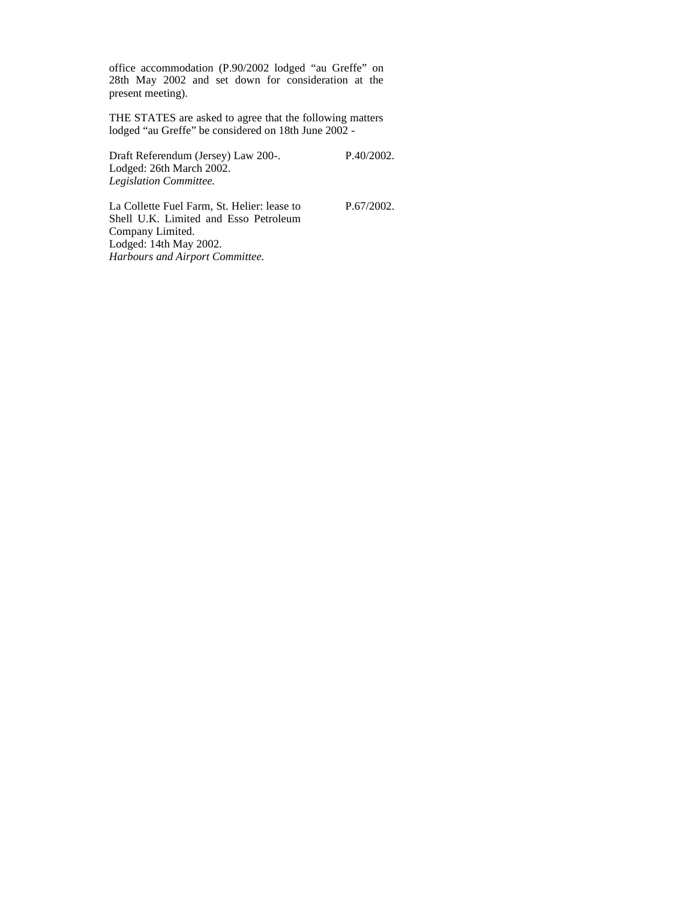office accommodation (P.90/2002 lodged "au Greffe" on 28th May 2002 and set down for consideration at the present meeting).

THE STATES are asked to agree that the following matters lodged "au Greffe" be considered on 18th June 2002 -

Draft Referendum (Jersey) Law 200-. P.40/2002.
Lodged: 26th March 2002.
*Legislation Committee.*

La Collette Fuel Farm, St. Helier: lease to Shell U.K. Limited and Esso Petroleum Company Limited. P.67/2002.
Lodged: 14th May 2002.
*Harbours and Airport Committee.*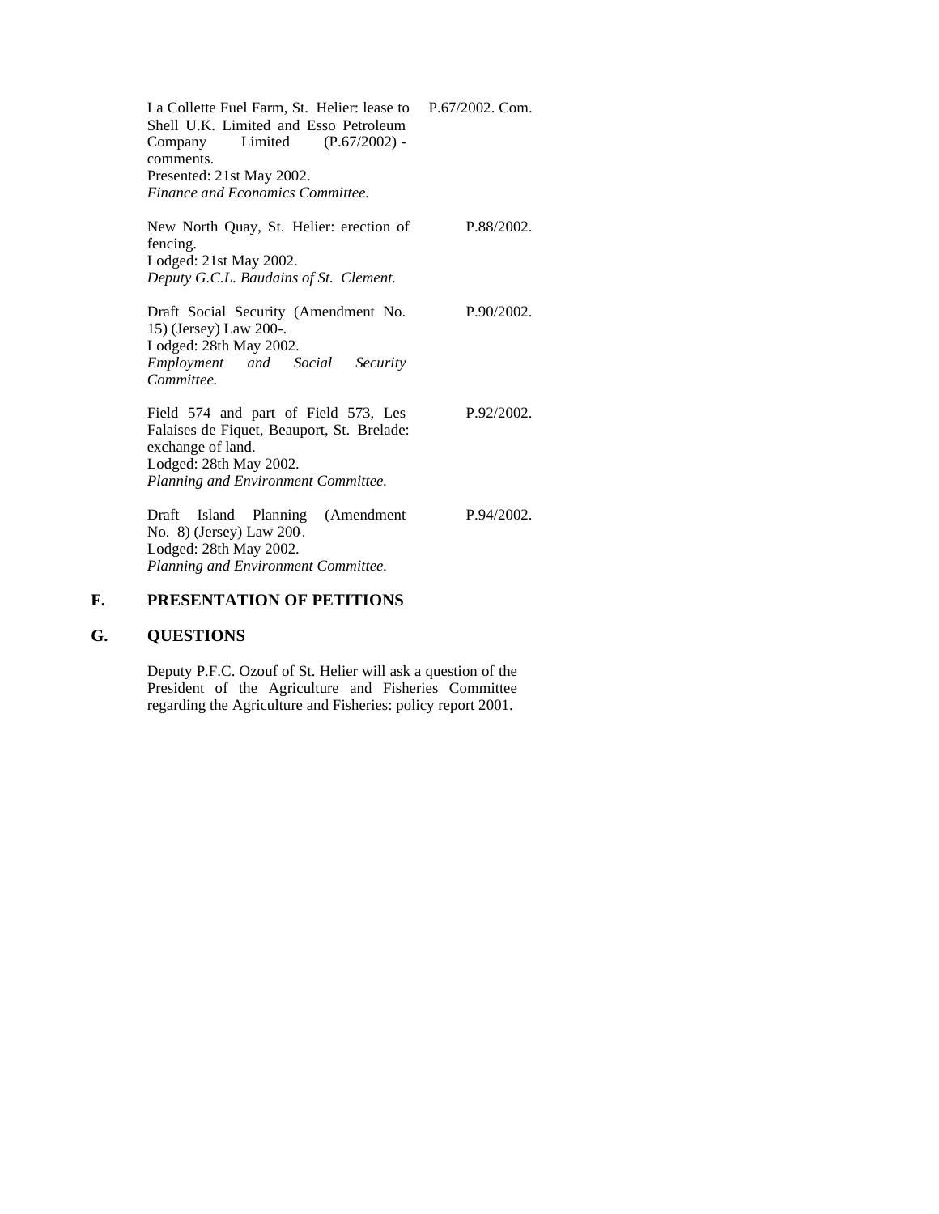La Collette Fuel Farm, St. Helier: lease to Shell U.K. Limited and Esso Petroleum Company Limited (P.67/2002) - comments. P.67/2002. Com.
Presented: 21st May 2002.
*Finance and Economics Committee.*

New North Quay, St. Helier: erection of fencing. P.88/2002.
Lodged: 21st May 2002.
*Deputy G.C.L. Baudains of St. Clement.*

Draft Social Security (Amendment No. 15) (Jersey) Law 200-. P.90/2002.
Lodged: 28th May 2002.
*Employment and Social Security Committee.*

Field 574 and part of Field 573, Les Falaises de Fiquet, Beauport, St. Brelade: exchange of land. P.92/2002.
Lodged: 28th May 2002.
*Planning and Environment Committee.*

Draft Island Planning (Amendment No. 8) (Jersey) Law 200-. P.94/2002.
Lodged: 28th May 2002.
*Planning and Environment Committee.*

## F. PRESENTATION OF PETITIONS

## G. QUESTIONS

Deputy P.F.C. Ozouf of St. Helier will ask a question of the President of the Agriculture and Fisheries Committee regarding the Agriculture and Fisheries: policy report 2001.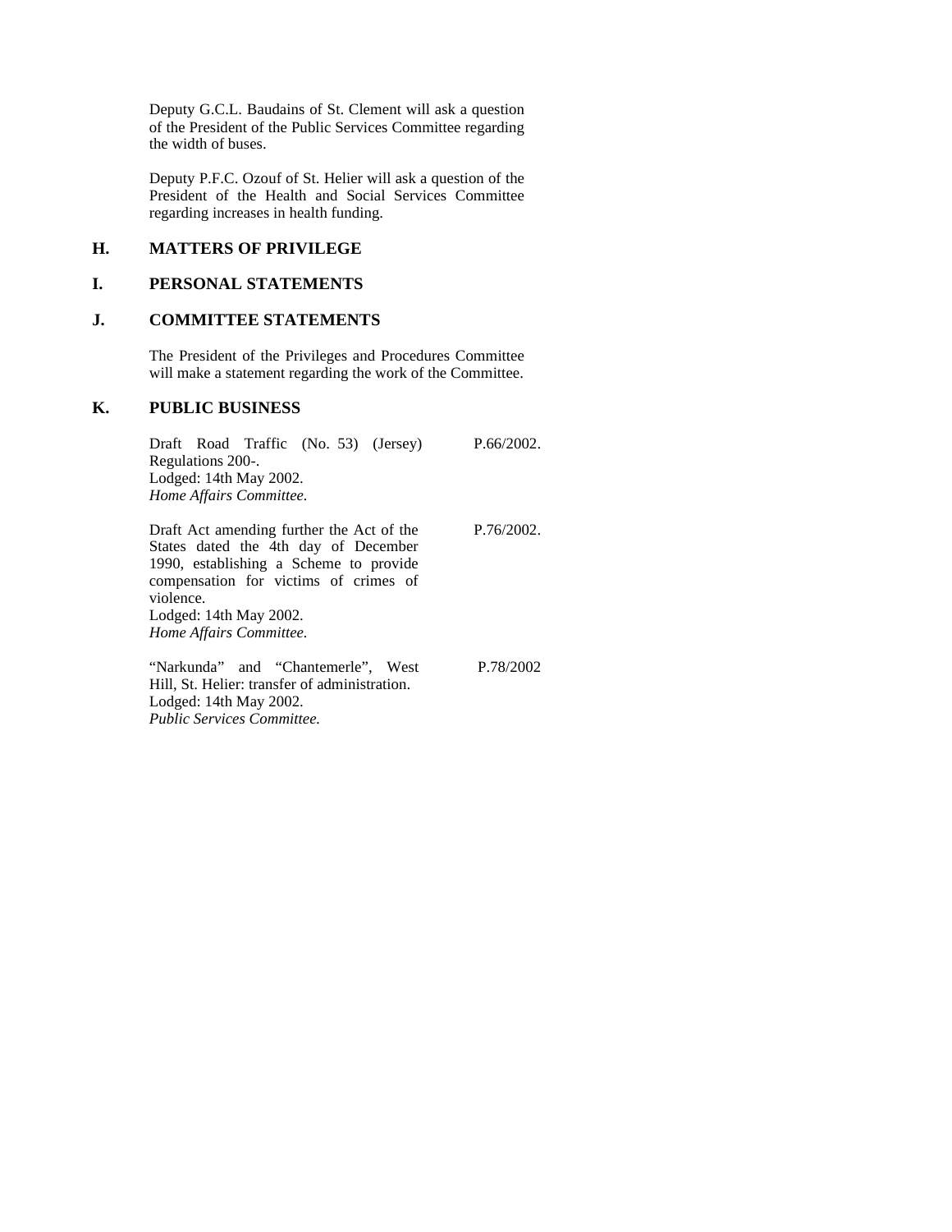Deputy G.C.L. Baudains of St. Clement will ask a question of the President of the Public Services Committee regarding the width of buses.

Deputy P.F.C. Ozouf of St. Helier will ask a question of the President of the Health and Social Services Committee regarding increases in health funding.

## H. MATTERS OF PRIVILEGE

## I. PERSONAL STATEMENTS

## J. COMMITTEE STATEMENTS

The President of the Privileges and Procedures Committee will make a statement regarding the work of the Committee.

## K. PUBLIC BUSINESS

Draft Road Traffic (No. 53) (Jersey) Regulations 200-. P.66/2002.
Lodged: 14th May 2002.
*Home Affairs Committee.*

Draft Act amending further the Act of the States dated the 4th day of December 1990, establishing a Scheme to provide compensation for victims of crimes of violence. P.76/2002.
Lodged: 14th May 2002.
*Home Affairs Committee.*

"Narkunda" and "Chantemerle", West Hill, St. Helier: transfer of administration. P.78/2002
Lodged: 14th May 2002.
*Public Services Committee.*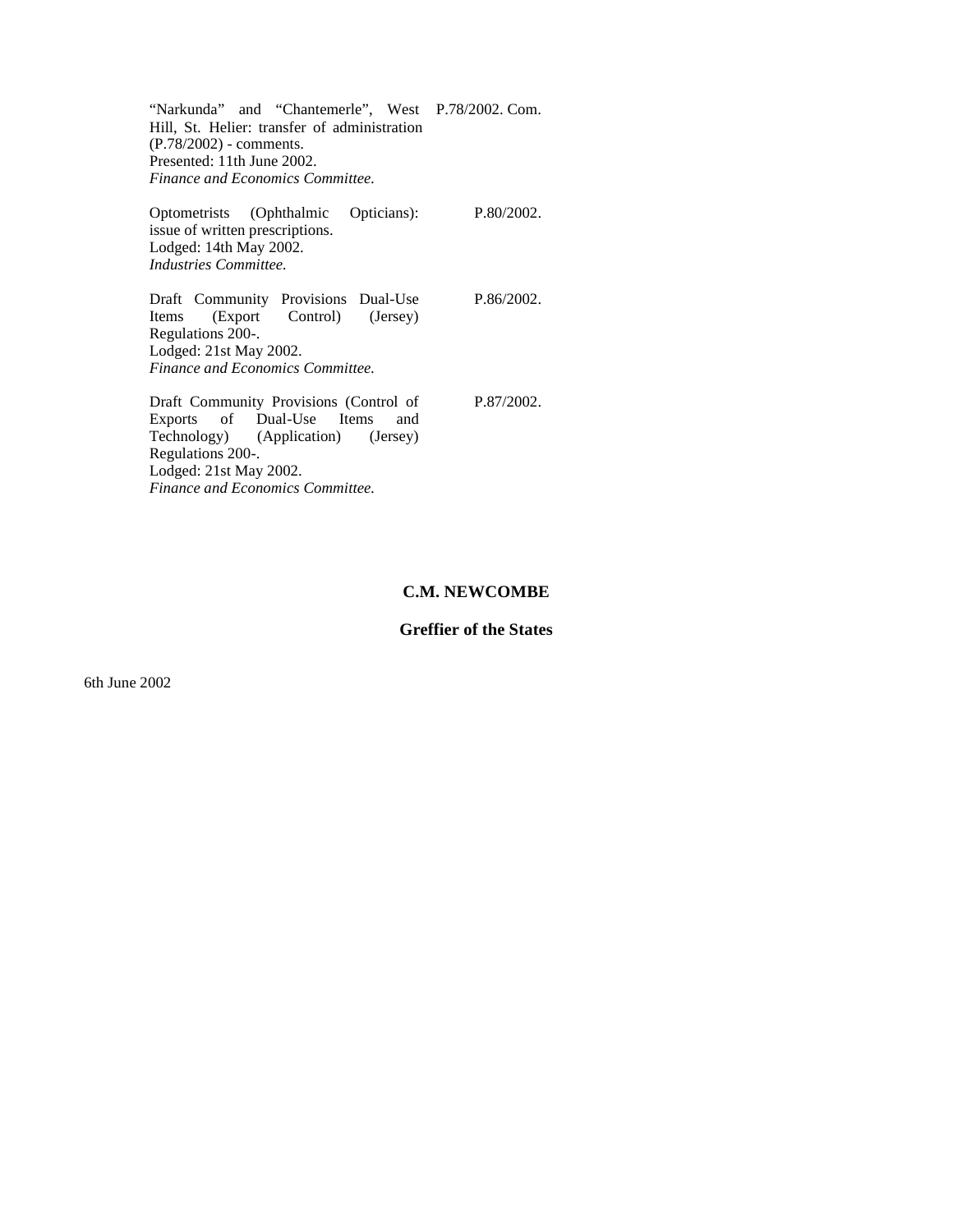| | |
|---|---|
| "Narkunda" and "Chantemerle", West Hill, St. Helier: transfer of administration (P.78/2002) - comments.<br>Presented: 11th June 2002.<br>*Finance and Economics Committee.* | P.78/2002. Com. |
| Optometrists (Ophthalmic Opticians): issue of written prescriptions.<br>Lodged: 14th May 2002.<br>*Industries Committee.* | P.80/2002. |
| Draft Community Provisions Dual-Use Items (Export Control) (Jersey) Regulations 200-.<br>Lodged: 21st May 2002.<br>*Finance and Economics Committee.* | P.86/2002. |
| Draft Community Provisions (Control of Exports of Dual-Use Items and Technology) (Application) (Jersey) Regulations 200-.<br>Lodged: 21st May 2002.<br>*Finance and Economics Committee.* | P.87/2002. |

**C.M. NEWCOMBE**

**Greffier of the States**

6th June 2002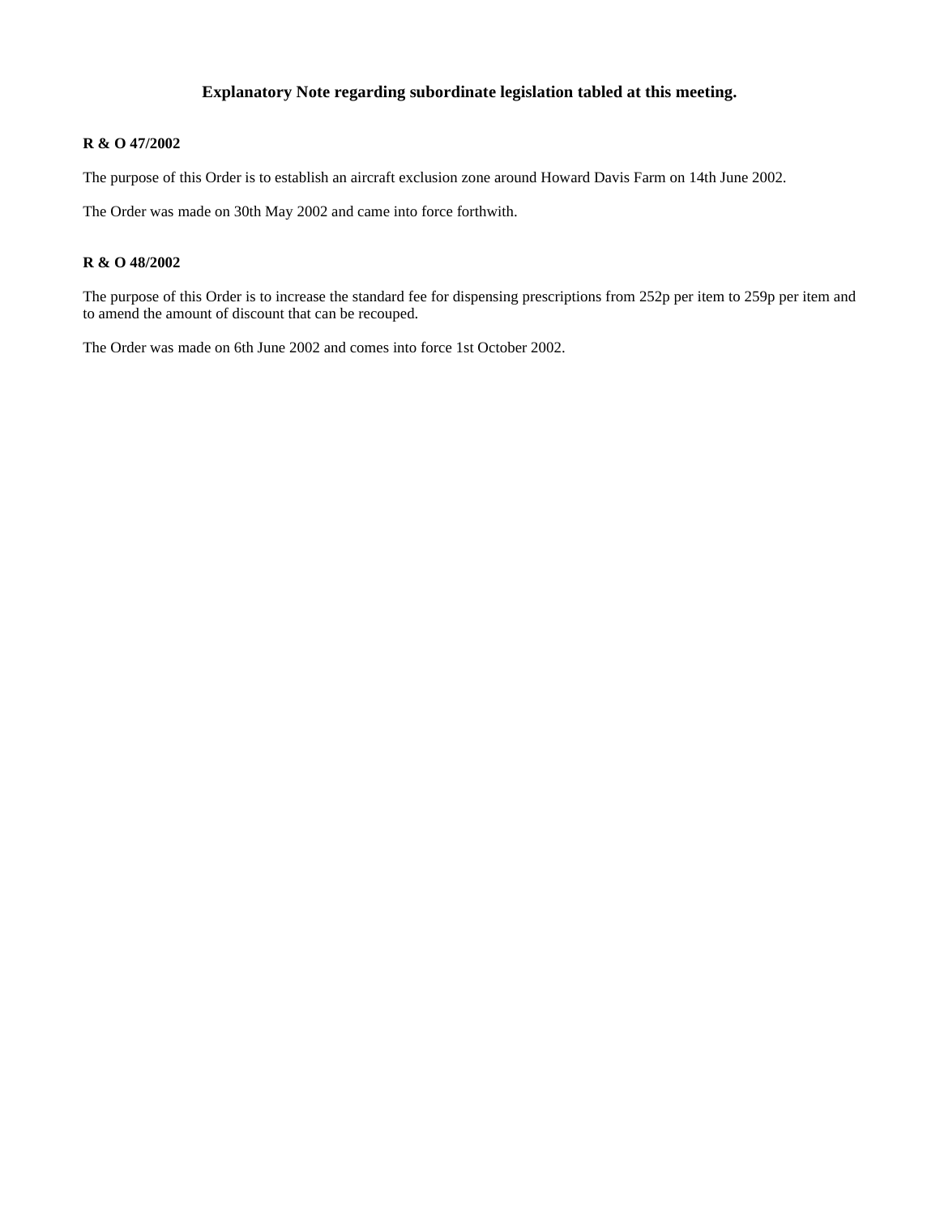## Explanatory Note regarding subordinate legislation tabled at this meeting.

**R & O 47/2002**

The purpose of this Order is to establish an aircraft exclusion zone around Howard Davis Farm on 14th June 2002.

The Order was made on 30th May 2002 and came into force forthwith.

**R & O 48/2002**

The purpose of this Order is to increase the standard fee for dispensing prescriptions from 252p per item to 259p per item and to amend the amount of discount that can be recouped.

The Order was made on 6th June 2002 and comes into force 1st October 2002.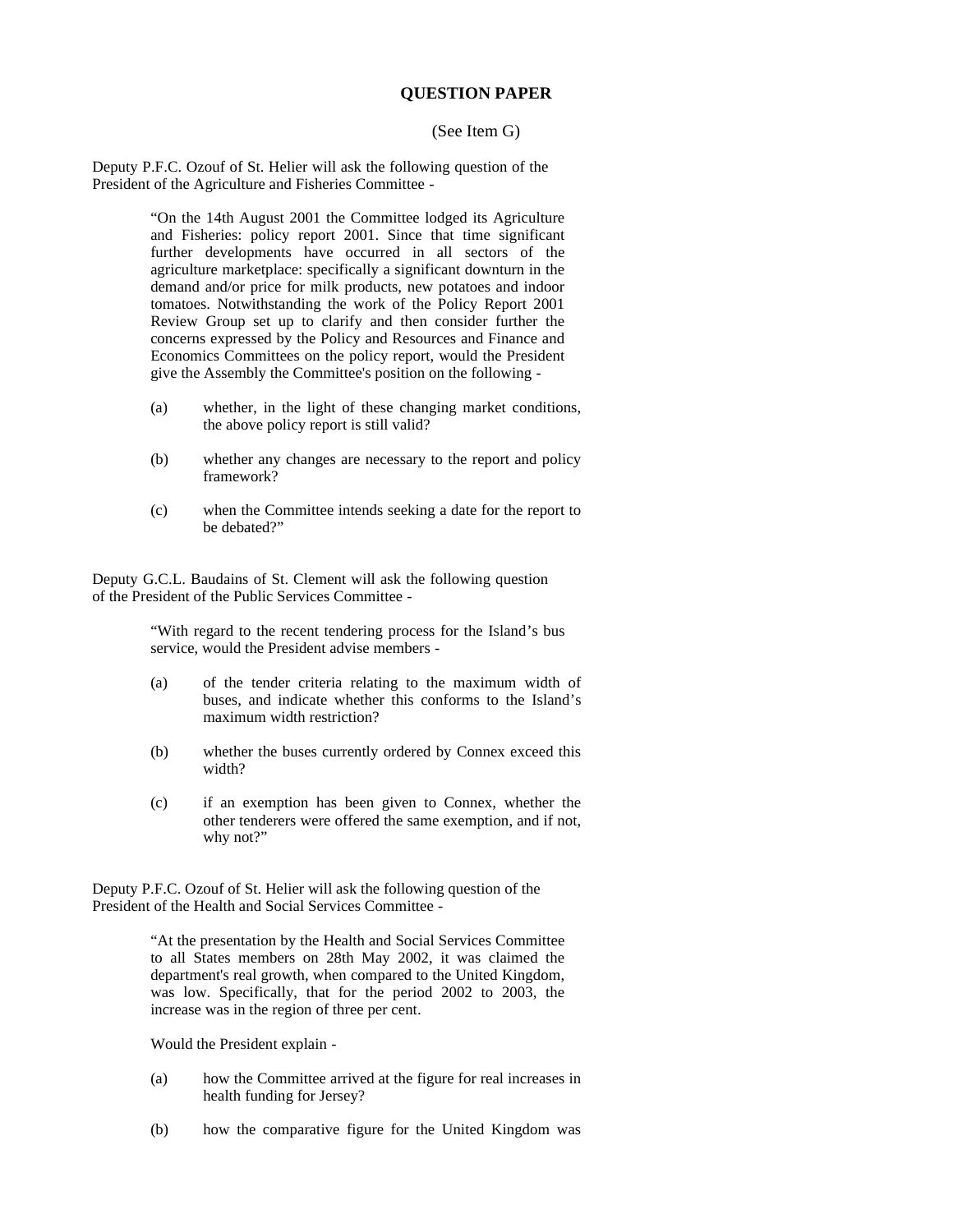## QUESTION PAPER

(See Item G)

Deputy P.F.C. Ozouf of St. Helier will ask the following question of the President of the Agriculture and Fisheries Committee -

> "On the 14th August 2001 the Committee lodged its Agriculture and Fisheries: policy report 2001. Since that time significant further developments have occurred in all sectors of the agriculture marketplace: specifically a significant downturn in the demand and/or price for milk products, new potatoes and indoor tomatoes. Notwithstanding the work of the Policy Report 2001 Review Group set up to clarify and then consider further the concerns expressed by the Policy and Resources and Finance and Economics Committees on the policy report, would the President give the Assembly the Committee's position on the following -
>
> (a) whether, in the light of these changing market conditions, the above policy report is still valid?
>
> (b) whether any changes are necessary to the report and policy framework?
>
> (c) when the Committee intends seeking a date for the report to be debated?"

Deputy G.C.L. Baudains of St. Clement will ask the following question of the President of the Public Services Committee -

> "With regard to the recent tendering process for the Island's bus service, would the President advise members -
>
> (a) of the tender criteria relating to the maximum width of buses, and indicate whether this conforms to the Island's maximum width restriction?
>
> (b) whether the buses currently ordered by Connex exceed this width?
>
> (c) if an exemption has been given to Connex, whether the other tenderers were offered the same exemption, and if not, why not?"

Deputy P.F.C. Ozouf of St. Helier will ask the following question of the President of the Health and Social Services Committee -

> "At the presentation by the Health and Social Services Committee to all States members on 28th May 2002, it was claimed the department's real growth, when compared to the United Kingdom, was low. Specifically, that for the period 2002 to 2003, the increase was in the region of three per cent.
>
> Would the President explain -
>
> (a) how the Committee arrived at the figure for real increases in health funding for Jersey?
>
> (b) how the comparative figure for the United Kingdom was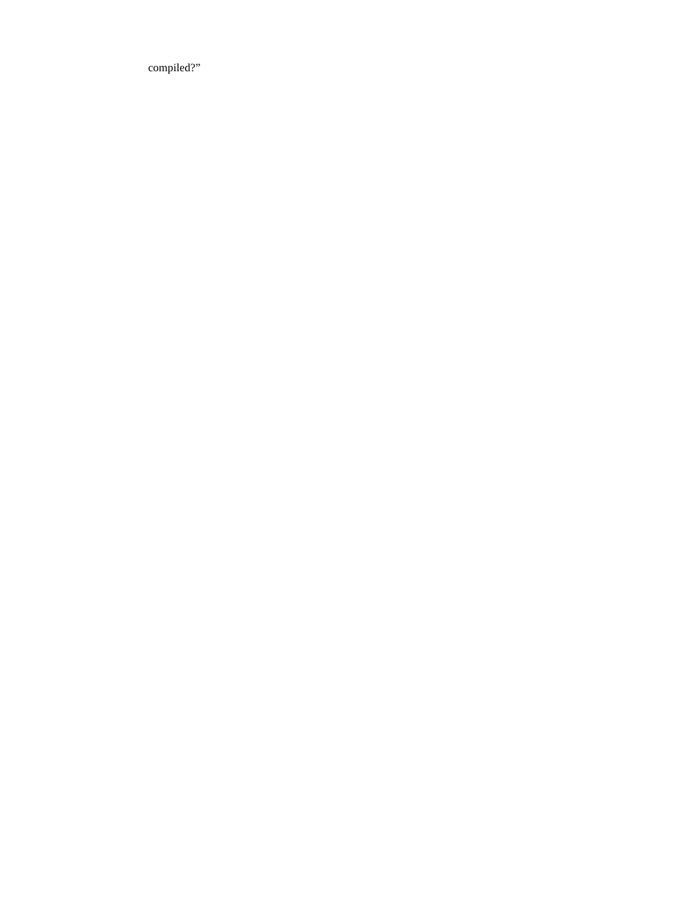compiled?”